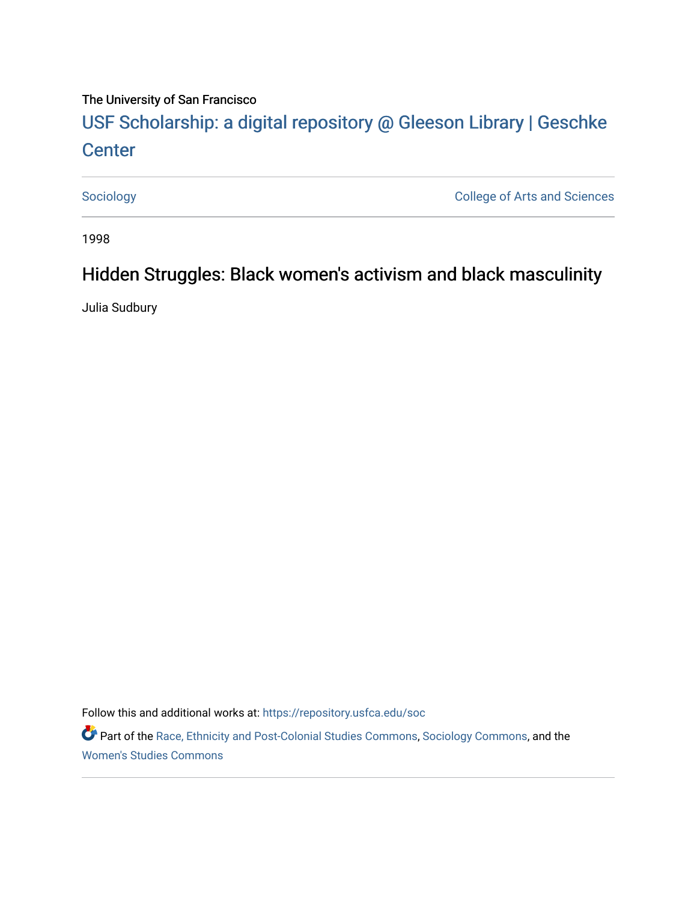The University of San Francisco

# USF Scholarship: a digital repository @ Gleeson Library | Geschke Center

Sociology

College of Arts and Sciences

1998

## Hidden Struggles: Black women's activism and black masculinity

Julia Sudbury

Follow this and additional works at: https://repository.usfca.edu/soc

Part of the Race, Ethnicity and Post-Colonial Studies Commons, Sociology Commons, and the Women's Studies Commons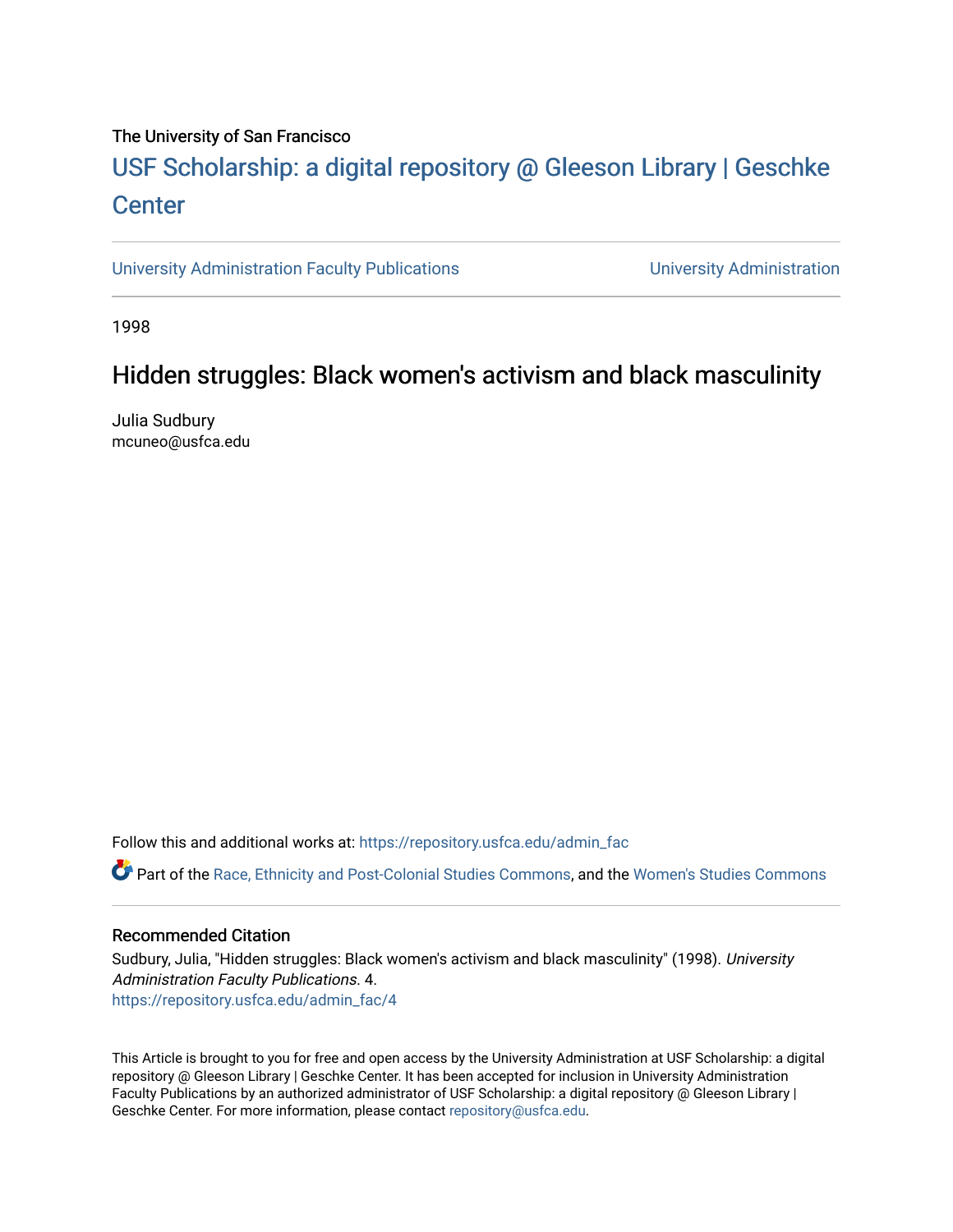The University of San Francisco

# USF Scholarship: a digital repository @ Gleeson Library | Geschke Center

University Administration Faculty Publications | University Administration

1998

## Hidden struggles: Black women's activism and black masculinity

Julia Sudbury
mcuneo@usfca.edu

Follow this and additional works at: https://repository.usfca.edu/admin_fac

Part of the Race, Ethnicity and Post-Colonial Studies Commons, and the Women's Studies Commons

### Recommended Citation

Sudbury, Julia, "Hidden struggles: Black women's activism and black masculinity" (1998). *University Administration Faculty Publications*. 4.
https://repository.usfca.edu/admin_fac/4

This Article is brought to you for free and open access by the University Administration at USF Scholarship: a digital repository @ Gleeson Library | Geschke Center. It has been accepted for inclusion in University Administration Faculty Publications by an authorized administrator of USF Scholarship: a digital repository @ Gleeson Library | Geschke Center. For more information, please contact repository@usfca.edu.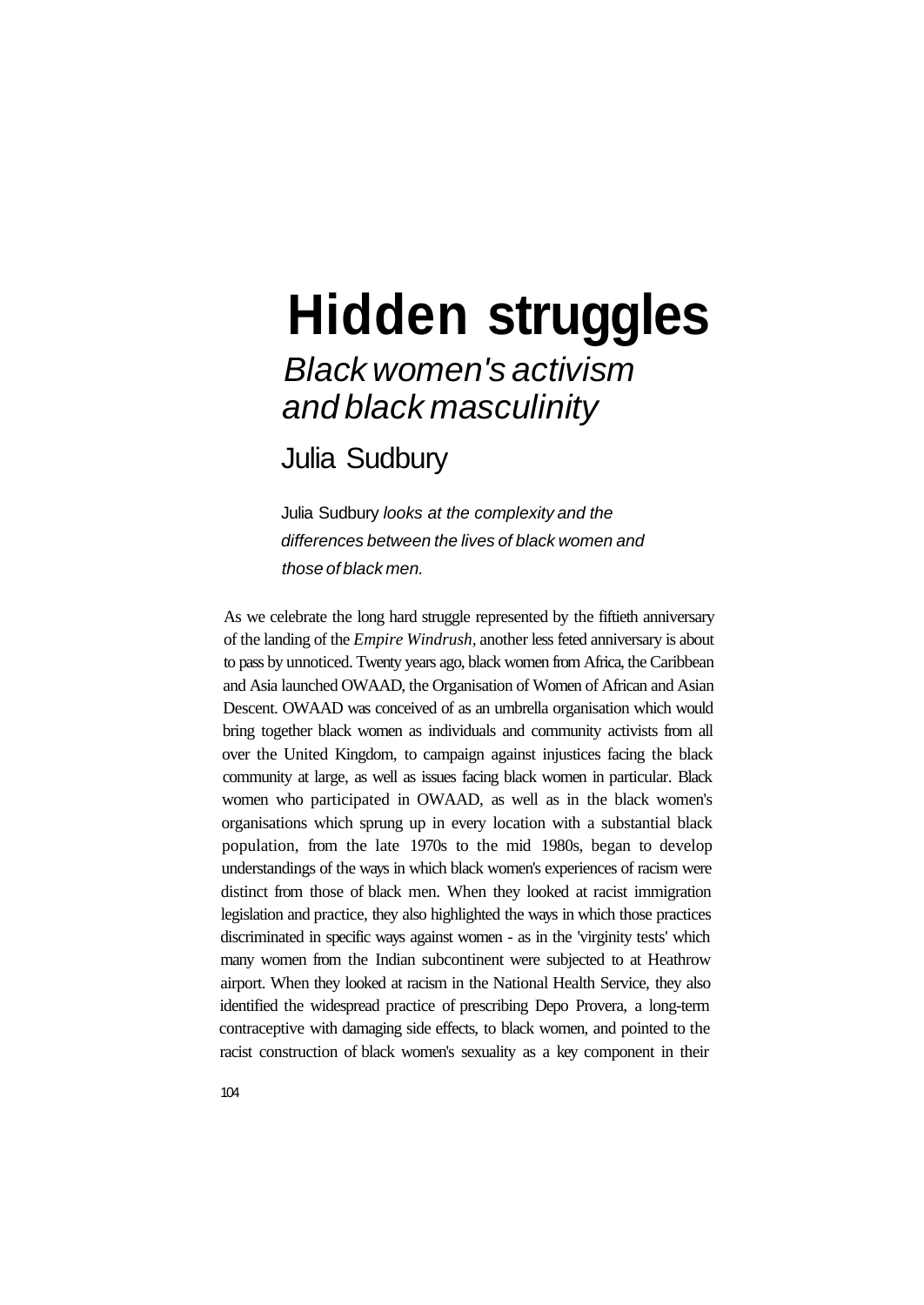# Hidden struggles

## *Black women's activism and black masculinity*

## Julia Sudbury

Julia Sudbury *looks at the complexity and the differences between the lives of black women and those of black men.*

As we celebrate the long hard struggle represented by the fiftieth anniversary of the landing of the *Empire Windrush*, another less feted anniversary is about to pass by unnoticed. Twenty years ago, black women from Africa, the Caribbean and Asia launched OWAAD, the Organisation of Women of African and Asian Descent. OWAAD was conceived of as an umbrella organisation which would bring together black women as individuals and community activists from all over the United Kingdom, to campaign against injustices facing the black community at large, as well as issues facing black women in particular. Black women who participated in OWAAD, as well as in the black women's organisations which sprung up in every location with a substantial black population, from the late 1970s to the mid 1980s, began to develop understandings of the ways in which black women's experiences of racism were distinct from those of black men. When they looked at racist immigration legislation and practice, they also highlighted the ways in which those practices discriminated in specific ways against women - as in the 'virginity tests' which many women from the Indian subcontinent were subjected to at Heathrow airport. When they looked at racism in the National Health Service, they also identified the widespread practice of prescribing Depo Provera, a long-term contraceptive with damaging side effects, to black women, and pointed to the racist construction of black women's sexuality as a key component in their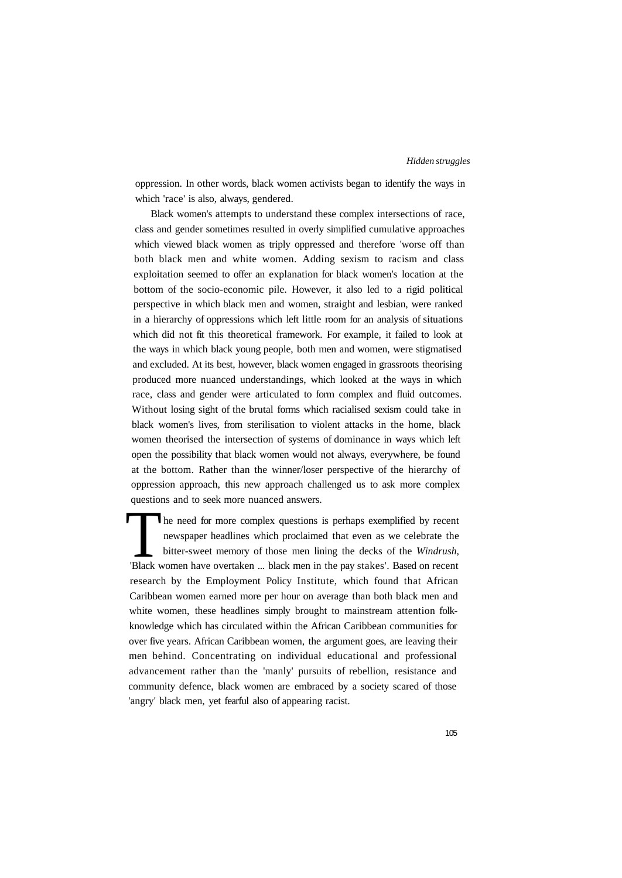oppression. In other words, black women activists began to identify the ways in which 'race' is also, always, gendered.

Black women's attempts to understand these complex intersections of race, class and gender sometimes resulted in overly simplified cumulative approaches which viewed black women as triply oppressed and therefore 'worse off than both black men and white women. Adding sexism to racism and class exploitation seemed to offer an explanation for black women's location at the bottom of the socio-economic pile. However, it also led to a rigid political perspective in which black men and women, straight and lesbian, were ranked in a hierarchy of oppressions which left little room for an analysis of situations which did not fit this theoretical framework. For example, it failed to look at the ways in which black young people, both men and women, were stigmatised and excluded. At its best, however, black women engaged in grassroots theorising produced more nuanced understandings, which looked at the ways in which race, class and gender were articulated to form complex and fluid outcomes. Without losing sight of the brutal forms which racialised sexism could take in black women's lives, from sterilisation to violent attacks in the home, black women theorised the intersection of systems of dominance in ways which left open the possibility that black women would not always, everywhere, be found at the bottom. Rather than the winner/loser perspective of the hierarchy of oppression approach, this new approach challenged us to ask more complex questions and to seek more nuanced answers.

The need for more complex questions is perhaps exemplified by recent newspaper headlines which proclaimed that even as we celebrate the bitter-sweet memory of those men lining the decks of the *Windrush,* 'Black women have overtaken ... black men in the pay stakes'. Based on recent research by the Employment Policy Institute, which found that African Caribbean women earned more per hour on average than both black men and white women, these headlines simply brought to mainstream attention folk-knowledge which has circulated within the African Caribbean communities for over five years. African Caribbean women, the argument goes, are leaving their men behind. Concentrating on individual educational and professional advancement rather than the 'manly' pursuits of rebellion, resistance and community defence, black women are embraced by a society scared of those 'angry' black men, yet fearful also of appearing racist.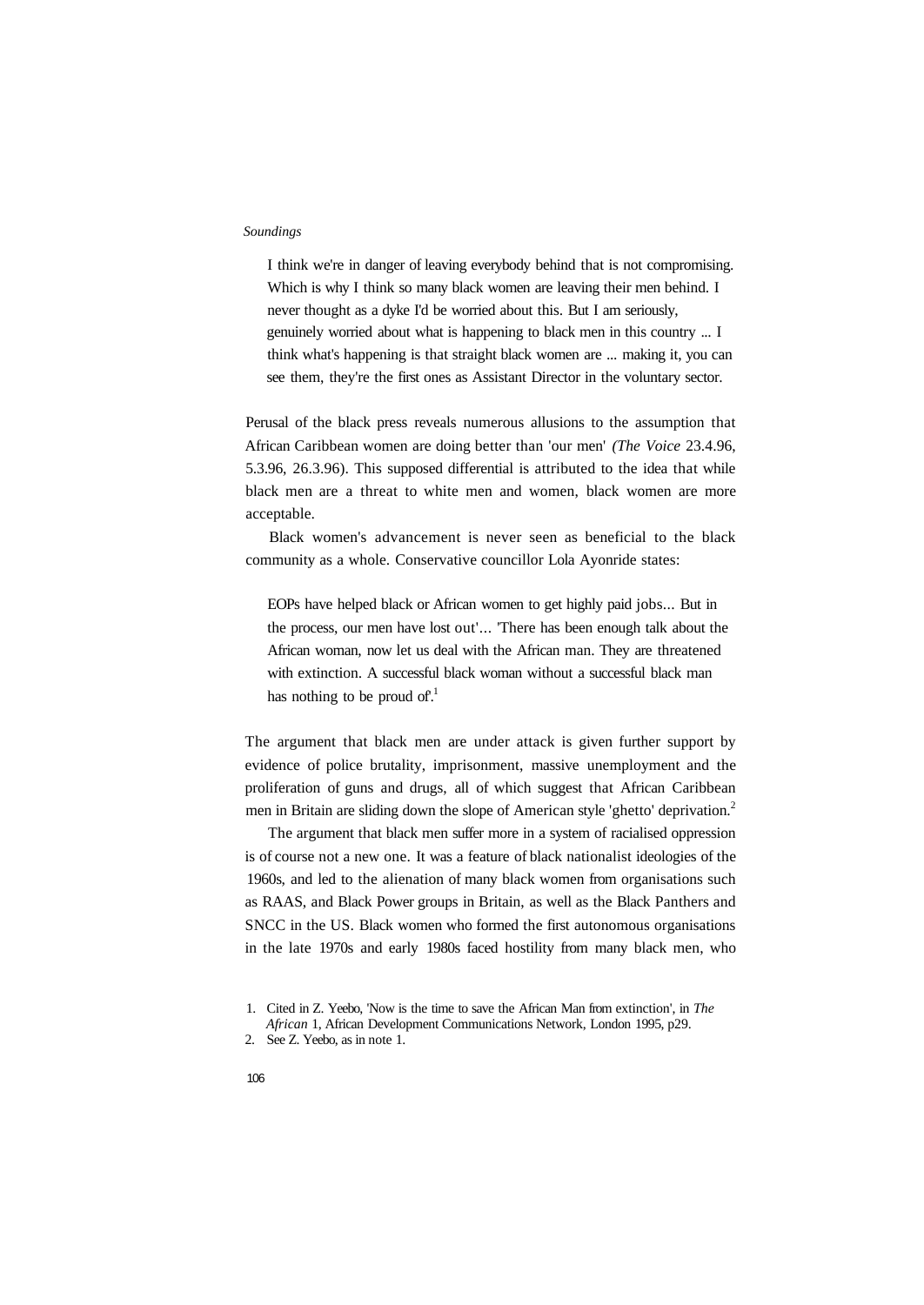> I think we're in danger of leaving everybody behind that is not compromising. Which is why I think so many black women are leaving their men behind. I never thought as a dyke I'd be worried about this. But I am seriously, genuinely worried about what is happening to black men in this country ... I think what's happening is that straight black women are ... making it, you can see them, they're the first ones as Assistant Director in the voluntary sector.

Perusal of the black press reveals numerous allusions to the assumption that African Caribbean women are doing better than 'our men' *(The Voice* 23.4.96, 5.3.96, 26.3.96). This supposed differential is attributed to the idea that while black men are a threat to white men and women, black women are more acceptable.

Black women's advancement is never seen as beneficial to the black community as a whole. Conservative councillor Lola Ayonride states:

> EOPs have helped black or African women to get highly paid jobs... But in the process, our men have lost out'... 'There has been enough talk about the African woman, now let us deal with the African man. They are threatened with extinction. A successful black woman without a successful black man has nothing to be proud of'.[1]

The argument that black men are under attack is given further support by evidence of police brutality, imprisonment, massive unemployment and the proliferation of guns and drugs, all of which suggest that African Caribbean men in Britain are sliding down the slope of American style 'ghetto' deprivation.[2]

The argument that black men suffer more in a system of racialised oppression is of course not a new one. It was a feature of black nationalist ideologies of the 1960s, and led to the alienation of many black women from organisations such as RAAS, and Black Power groups in Britain, as well as the Black Panthers and SNCC in the US. Black women who formed the first autonomous organisations in the late 1970s and early 1980s faced hostility from many black men, who

1. Cited in Z. Yeebo, 'Now is the time to save the African Man from extinction', in *The African* 1, African Development Communications Network, London 1995, p29.
2. See Z. Yeebo, as in note 1.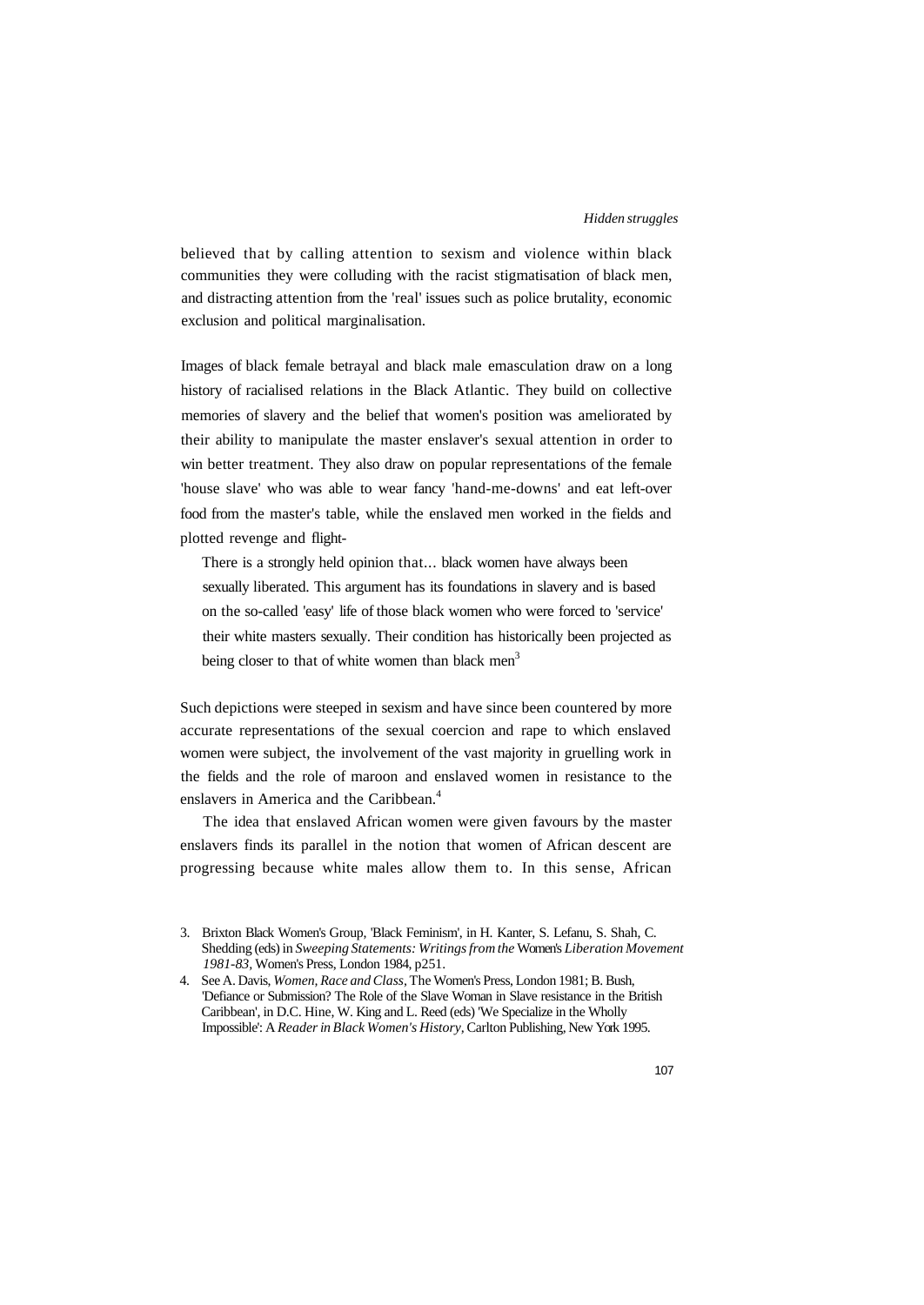believed that by calling attention to sexism and violence within black communities they were colluding with the racist stigmatisation of black men, and distracting attention from the 'real' issues such as police brutality, economic exclusion and political marginalisation.

Images of black female betrayal and black male emasculation draw on a long history of racialised relations in the Black Atlantic. They build on collective memories of slavery and the belief that women's position was ameliorated by their ability to manipulate the master enslaver's sexual attention in order to win better treatment. They also draw on popular representations of the female 'house slave' who was able to wear fancy 'hand-me-downs' and eat left-over food from the master's table, while the enslaved men worked in the fields and plotted revenge and flight-

> There is a strongly held opinion that… black women have always been sexually liberated. This argument has its foundations in slavery and is based on the so-called 'easy' life of those black women who were forced to 'service' their white masters sexually. Their condition has historically been projected as being closer to that of white women than black men[3]

Such depictions were steeped in sexism and have since been countered by more accurate representations of the sexual coercion and rape to which enslaved women were subject, the involvement of the vast majority in gruelling work in the fields and the role of maroon and enslaved women in resistance to the enslavers in America and the Caribbean.[4]

The idea that enslaved African women were given favours by the master enslavers finds its parallel in the notion that women of African descent are progressing because white males allow them to. In this sense, African

3. Brixton Black Women's Group, 'Black Feminism', in H. Kanter, S. Lefanu, S. Shah, C. Shedding (eds) in *Sweeping Statements: Writings from the* Women's *Liberation Movement 1981-83*, Women's Press, London 1984, p251.
4. See A. Davis, *Women, Race and Class*, The Women's Press, London 1981; B. Bush, 'Defiance or Submission? The Role of the Slave Woman in Slave resistance in the British Caribbean', in D.C. Hine, W. King and L. Reed (eds) 'We Specialize in the Wholly Impossible': *A Reader in Black Women's History*, Carlton Publishing, New York 1995.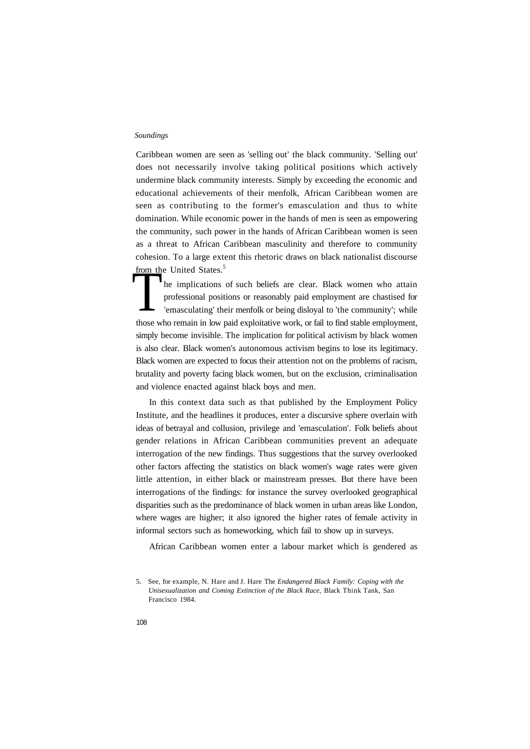Caribbean women are seen as 'selling out' the black community. 'Selling out' does not necessarily involve taking political positions which actively undermine black community interests. Simply by exceeding the economic and educational achievements of their menfolk, African Caribbean women are seen as contributing to the former's emasculation and thus to white domination. While economic power in the hands of men is seen as empowering the community, such power in the hands of African Caribbean women is seen as a threat to African Caribbean masculinity and therefore to community cohesion. To a large extent this rhetoric draws on black nationalist discourse from the United States.[5]

The implications of such beliefs are clear. Black women who attain professional positions or reasonably paid employment are chastised for 'emasculating' their menfolk or being disloyal to 'the community'; while those who remain in low paid exploitative work, or fail to find stable employment, simply become invisible. The implication for political activism by black women is also clear. Black women's autonomous activism begins to lose its legitimacy. Black women are expected to focus their attention not on the problems of racism, brutality and poverty facing black women, but on the exclusion, criminalisation and violence enacted against black boys and men.

In this context data such as that published by the Employment Policy Institute, and the headlines it produces, enter a discursive sphere overlain with ideas of betrayal and collusion, privilege and 'emasculation'. Folk beliefs about gender relations in African Caribbean communities prevent an adequate interrogation of the new findings. Thus suggestions that the survey overlooked other factors affecting the statistics on black women's wage rates were given little attention, in either black or mainstream presses. But there have been interrogations of the findings: for instance the survey overlooked geographical disparities such as the predominance of black women in urban areas like London, where wages are higher; it also ignored the higher rates of female activity in informal sectors such as homeworking, which fail to show up in surveys.

African Caribbean women enter a labour market which is gendered as

5. See, for example, N. Hare and J. Hare The *Endangered Black Family: Coping with the Unisexualization and Coming Extinction of the Black Race*, Black Think Tank, San Francisco 1984.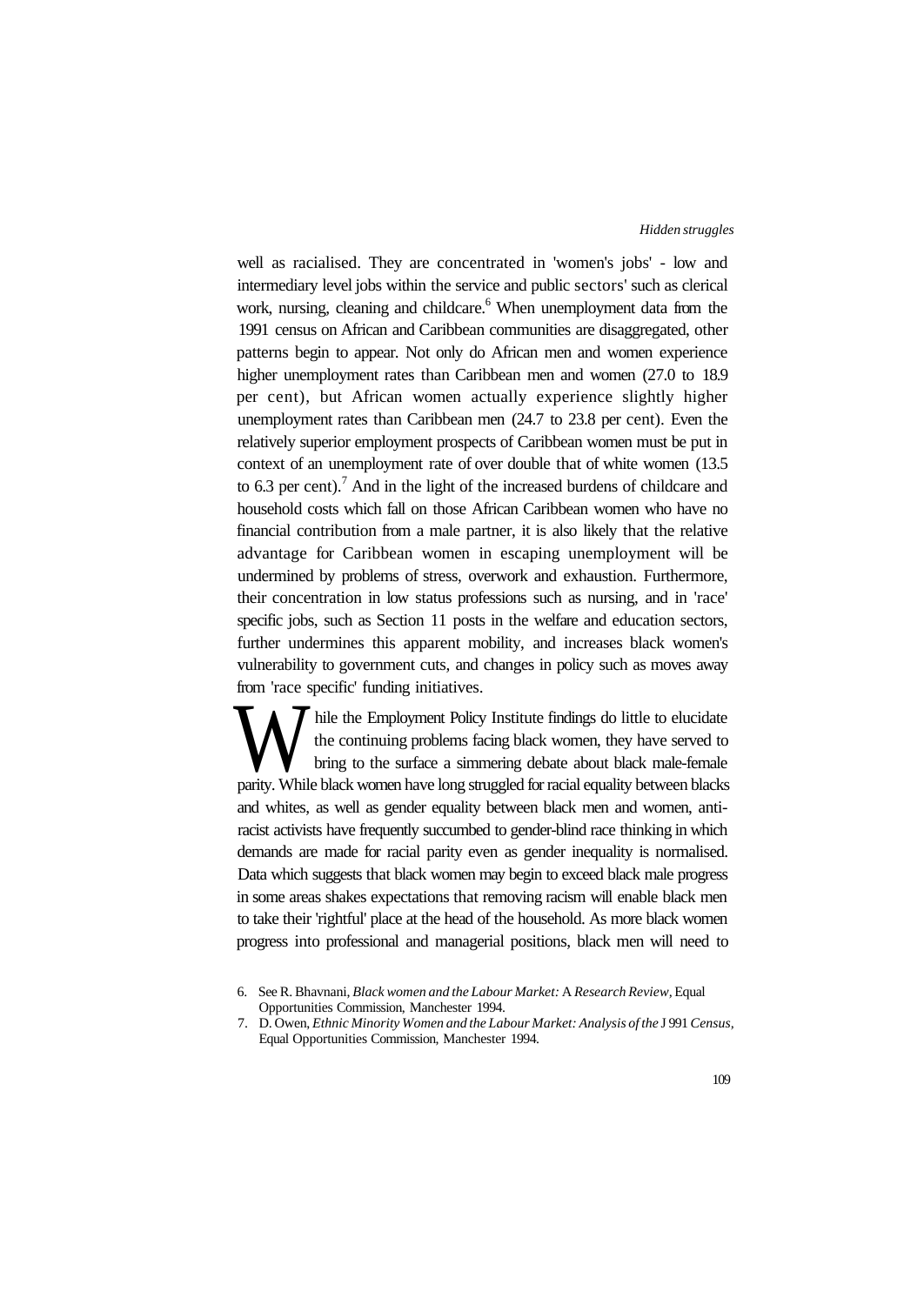well as racialised. They are concentrated in 'women's jobs' - low and intermediary level jobs within the service and public sectors' such as clerical work, nursing, cleaning and childcare.[6] When unemployment data from the 1991 census on African and Caribbean communities are disaggregated, other patterns begin to appear. Not only do African men and women experience higher unemployment rates than Caribbean men and women (27.0 to 18.9 per cent), but African women actually experience slightly higher unemployment rates than Caribbean men (24.7 to 23.8 per cent). Even the relatively superior employment prospects of Caribbean women must be put in context of an unemployment rate of over double that of white women (13.5 to 6.3 per cent).[7] And in the light of the increased burdens of childcare and household costs which fall on those African Caribbean women who have no financial contribution from a male partner, it is also likely that the relative advantage for Caribbean women in escaping unemployment will be undermined by problems of stress, overwork and exhaustion. Furthermore, their concentration in low status professions such as nursing, and in 'race' specific jobs, such as Section 11 posts in the welfare and education sectors, further undermines this apparent mobility, and increases black women's vulnerability to government cuts, and changes in policy such as moves away from 'race specific' funding initiatives.

While the Employment Policy Institute findings do little to elucidate the continuing problems facing black women, they have served to bring to the surface a simmering debate about black male-female parity. While black women have long struggled for racial equality between blacks and whites, as well as gender equality between black men and women, anti-racist activists have frequently succumbed to gender-blind race thinking in which demands are made for racial parity even as gender inequality is normalised. Data which suggests that black women may begin to exceed black male progress in some areas shakes expectations that removing racism will enable black men to take their 'rightful' place at the head of the household. As more black women progress into professional and managerial positions, black men will need to

6. See R. Bhavnani, *Black women and the Labour Market:* A *Research Review*, Equal Opportunities Commission, Manchester 1994.
7. D. Owen, *Ethnic Minority Women and the Labour Market: Analysis of the* J 991 *Census*, Equal Opportunities Commission, Manchester 1994.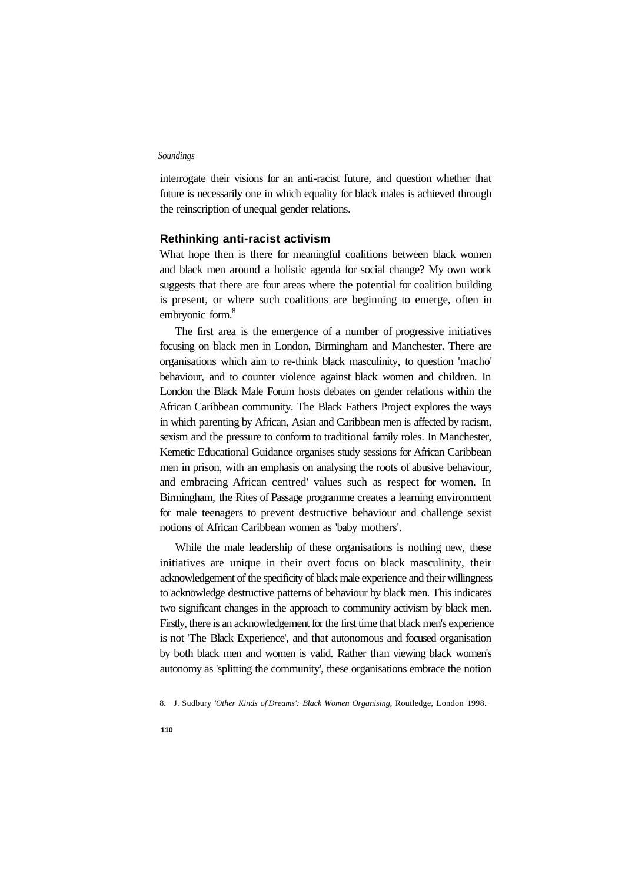interrogate their visions for an anti-racist future, and question whether that future is necessarily one in which equality for black males is achieved through the reinscription of unequal gender relations.

## Rethinking anti-racist activism

What hope then is there for meaningful coalitions between black women and black men around a holistic agenda for social change? My own work suggests that there are four areas where the potential for coalition building is present, or where such coalitions are beginning to emerge, often in embryonic form.[8]

The first area is the emergence of a number of progressive initiatives focusing on black men in London, Birmingham and Manchester. There are organisations which aim to re-think black masculinity, to question 'macho' behaviour, and to counter violence against black women and children. In London the Black Male Forum hosts debates on gender relations within the African Caribbean community. The Black Fathers Project explores the ways in which parenting by African, Asian and Caribbean men is affected by racism, sexism and the pressure to conform to traditional family roles. In Manchester, Kemetic Educational Guidance organises study sessions for African Caribbean men in prison, with an emphasis on analysing the roots of abusive behaviour, and embracing African centred' values such as respect for women. In Birmingham, the Rites of Passage programme creates a learning environment for male teenagers to prevent destructive behaviour and challenge sexist notions of African Caribbean women as 'baby mothers'.

While the male leadership of these organisations is nothing new, these initiatives are unique in their overt focus on black masculinity, their acknowledgement of the specificity of black male experience and their willingness to acknowledge destructive patterns of behaviour by black men. This indicates two significant changes in the approach to community activism by black men. Firstly, there is an acknowledgement for the first time that black men's experience is not 'The Black Experience', and that autonomous and focused organisation by both black men and women is valid. Rather than viewing black women's autonomy as 'splitting the community', these organisations embrace the notion

8. J. Sudbury *'Other Kinds of Dreams': Black Women Organising,* Routledge, London 1998.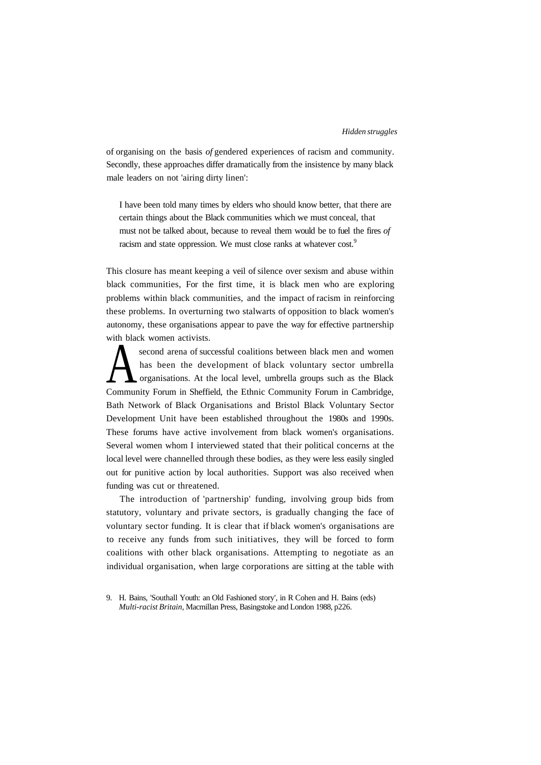of organising on the basis *of* gendered experiences of racism and community. Secondly, these approaches differ dramatically from the insistence by many black male leaders on not 'airing dirty linen':

> I have been told many times by elders who should know better, that there are certain things about the Black communities which we must conceal, that must not be talked about, because to reveal them would be to fuel the fires *of* racism and state oppression. We must close ranks at whatever cost.[9]

This closure has meant keeping a veil of silence over sexism and abuse within black communities, For the first time, it is black men who are exploring problems within black communities, and the impact of racism in reinforcing these problems. In overturning two stalwarts of opposition to black women's autonomy, these organisations appear to pave the way for effective partnership with black women activists.

A second arena of successful coalitions between black men and women has been the development of black voluntary sector umbrella organisations. At the local level, umbrella groups such as the Black Community Forum in Sheffield, the Ethnic Community Forum in Cambridge, Bath Network of Black Organisations and Bristol Black Voluntary Sector Development Unit have been established throughout the 1980s and 1990s. These forums have active involvement from black women's organisations. Several women whom I interviewed stated that their political concerns at the local level were channelled through these bodies, as they were less easily singled out for punitive action by local authorities. Support was also received when funding was cut or threatened.

The introduction of 'partnership' funding, involving group bids from statutory, voluntary and private sectors, is gradually changing the face of voluntary sector funding. It is clear that if black women's organisations are to receive any funds from such initiatives, they will be forced to form coalitions with other black organisations. Attempting to negotiate as an individual organisation, when large corporations are sitting at the table with

9. H. Bains, 'Southall Youth: an Old Fashioned story', in R Cohen and H. Bains (eds) *Multi-racist Britain*, Macmillan Press, Basingstoke and London 1988, p226.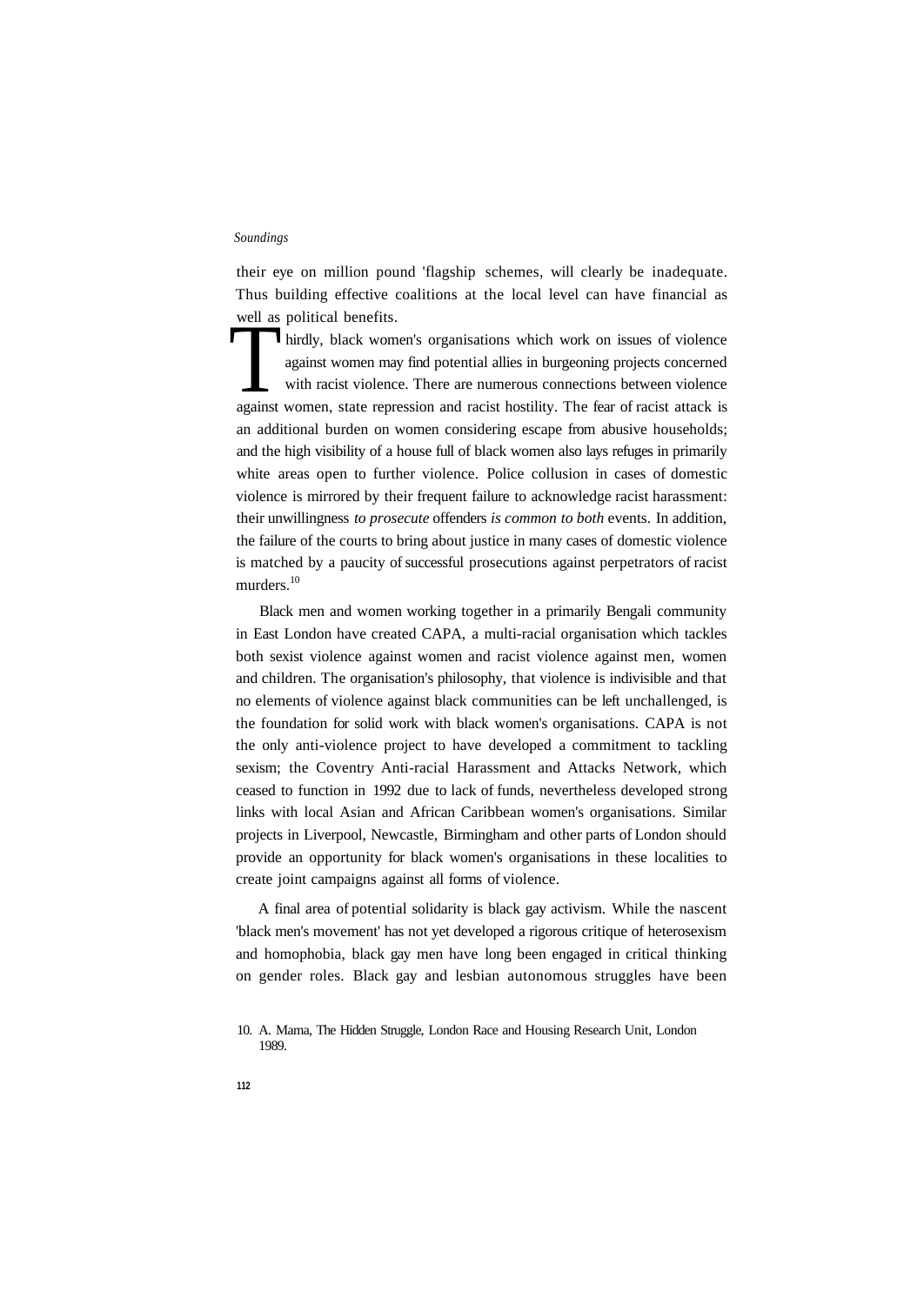their eye on million pound 'flagship schemes, will clearly be inadequate. Thus building effective coalitions at the local level can have financial as well as political benefits.

Thirdly, black women's organisations which work on issues of violence against women may find potential allies in burgeoning projects concerned with racist violence. There are numerous connections between violence against women, state repression and racist hostility. The fear of racist attack is an additional burden on women considering escape from abusive households; and the high visibility of a house full of black women also lays refuges in primarily white areas open to further violence. Police collusion in cases of domestic violence is mirrored by their frequent failure to acknowledge racist harassment: their unwillingness *to prosecute* offenders *is common to both* events. In addition, the failure of the courts to bring about justice in many cases of domestic violence is matched by a paucity of successful prosecutions against perpetrators of racist murders.[10]

Black men and women working together in a primarily Bengali community in East London have created CAPA, a multi-racial organisation which tackles both sexist violence against women and racist violence against men, women and children. The organisation's philosophy, that violence is indivisible and that no elements of violence against black communities can be left unchallenged, is the foundation for solid work with black women's organisations. CAPA is not the only anti-violence project to have developed a commitment to tackling sexism; the Coventry Anti-racial Harassment and Attacks Network, which ceased to function in 1992 due to lack of funds, nevertheless developed strong links with local Asian and African Caribbean women's organisations. Similar projects in Liverpool, Newcastle, Birmingham and other parts of London should provide an opportunity for black women's organisations in these localities to create joint campaigns against all forms of violence.

A final area of potential solidarity is black gay activism. While the nascent 'black men's movement' has not yet developed a rigorous critique of heterosexism and homophobia, black gay men have long been engaged in critical thinking on gender roles. Black gay and lesbian autonomous struggles have been

10. A. Mama, The Hidden Struggle, London Race and Housing Research Unit, London 1989.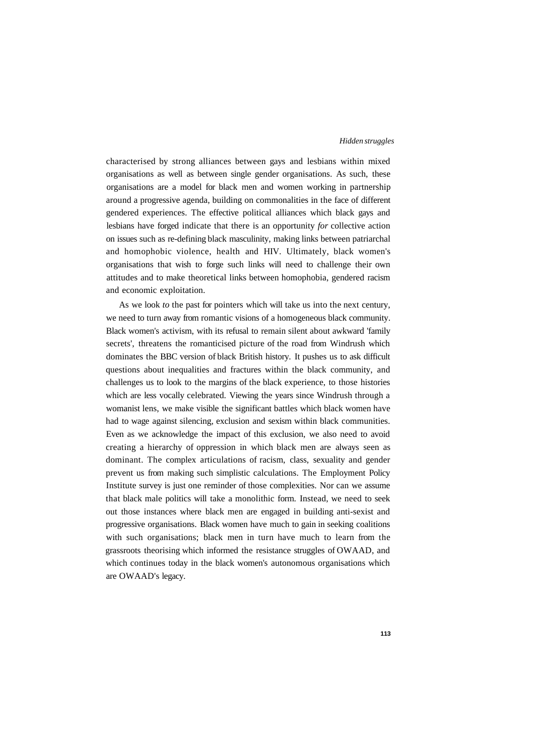characterised by strong alliances between gays and lesbians within mixed organisations as well as between single gender organisations. As such, these organisations are a model for black men and women working in partnership around a progressive agenda, building on commonalities in the face of different gendered experiences. The effective political alliances which black gays and lesbians have forged indicate that there is an opportunity *for* collective action on issues such as re-defining black masculinity, making links between patriarchal and homophobic violence, health and HIV. Ultimately, black women's organisations that wish to forge such links will need to challenge their own attitudes and to make theoretical links between homophobia, gendered racism and economic exploitation.

As we look *to* the past for pointers which will take us into the next century, we need to turn away from romantic visions of a homogeneous black community. Black women's activism, with its refusal to remain silent about awkward 'family secrets', threatens the romanticised picture of the road from Windrush which dominates the BBC version of black British history. It pushes us to ask difficult questions about inequalities and fractures within the black community, and challenges us to look to the margins of the black experience, to those histories which are less vocally celebrated. Viewing the years since Windrush through a womanist lens, we make visible the significant battles which black women have had to wage against silencing, exclusion and sexism within black communities. Even as we acknowledge the impact of this exclusion, we also need to avoid creating a hierarchy of oppression in which black men are always seen as dominant. The complex articulations of racism, class, sexuality and gender prevent us from making such simplistic calculations. The Employment Policy Institute survey is just one reminder of those complexities. Nor can we assume that black male politics will take a monolithic form. Instead, we need to seek out those instances where black men are engaged in building anti-sexist and progressive organisations. Black women have much to gain in seeking coalitions with such organisations; black men in turn have much to learn from the grassroots theorising which informed the resistance struggles of OWAAD, and which continues today in the black women's autonomous organisations which are OWAAD's legacy.